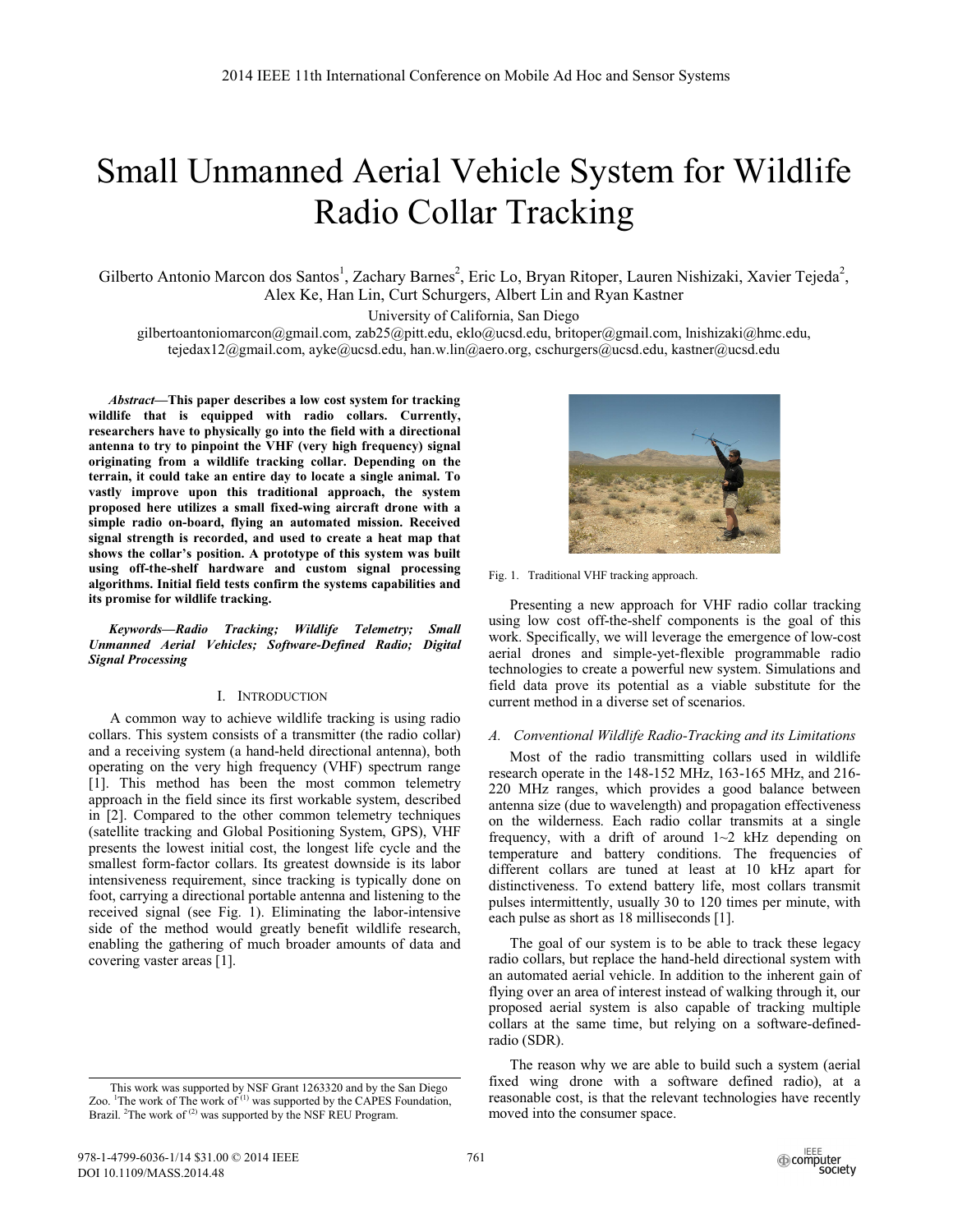# Small Unmanned Aerial Vehicle System for Wildlife Radio Collar Tracking

Gilberto Antonio Marcon dos Santos[1], Zachary Barnes[2], Eric Lo, Bryan Ritoper, Lauren Nishizaki, Xavier Tejeda[2], Alex Ke, Han Lin, Curt Schurgers, Albert Lin and Ryan Kastner

University of California, San Diego

gilbertoantoniomarcon@gmail.com, zab25@pitt.edu, eklo@ucsd.edu, britoper@gmail.com, lnishizaki@hmc.edu, tejedax12@gmail.com, ayke@ucsd.edu, han.w.lin@aero.org, cschurgers@ucsd.edu, kastner@ucsd.edu

***Abstract*—This paper describes a low cost system for tracking wildlife that is equipped with radio collars. Currently, researchers have to physically go into the field with a directional antenna to try to pinpoint the VHF (very high frequency) signal originating from a wildlife tracking collar. Depending on the terrain, it could take an entire day to locate a single animal. To vastly improve upon this traditional approach, the system proposed here utilizes a small fixed-wing aircraft drone with a simple radio on-board, flying an automated mission. Received signal strength is recorded, and used to create a heat map that shows the collar's position. A prototype of this system was built using off-the-shelf hardware and custom signal processing algorithms. Initial field tests confirm the systems capabilities and its promise for wildlife tracking.**

***Keywords—Radio Tracking; Wildlife Telemetry; Small Unmanned Aerial Vehicles; Software-Defined Radio; Digital Signal Processing***

## I. Introduction

A common way to achieve wildlife tracking is using radio collars. This system consists of a transmitter (the radio collar) and a receiving system (a hand-held directional antenna), both operating on the very high frequency (VHF) spectrum range [1]. This method has been the most common telemetry approach in the field since its first workable system, described in [2]. Compared to the other common telemetry techniques (satellite tracking and Global Positioning System, GPS), VHF presents the lowest initial cost, the longest life cycle and the smallest form-factor collars. Its greatest downside is its labor intensiveness requirement, since tracking is typically done on foot, carrying a directional portable antenna and listening to the received signal (see Fig. 1). Eliminating the labor-intensive side of the method would greatly benefit wildlife research, enabling the gathering of much broader amounts of data and covering vaster areas [1].

Fig. 1. Traditional VHF tracking approach.

Presenting a new approach for VHF radio collar tracking using low cost off-the-shelf components is the goal of this work. Specifically, we will leverage the emergence of low-cost aerial drones and simple-yet-flexible programmable radio technologies to create a powerful new system. Simulations and field data prove its potential as a viable substitute for the current method in a diverse set of scenarios.

### A. Conventional Wildlife Radio-Tracking and its Limitations

Most of the radio transmitting collars used in wildlife research operate in the 148-152 MHz, 163-165 MHz, and 216-220 MHz ranges, which provides a good balance between antenna size (due to wavelength) and propagation effectiveness on the wilderness. Each radio collar transmits at a single frequency, with a drift of around 1~2 kHz depending on temperature and battery conditions. The frequencies of different collars are tuned at least at 10 kHz apart for distinctiveness. To extend battery life, most collars transmit pulses intermittently, usually 30 to 120 times per minute, with each pulse as short as 18 milliseconds [1].

The goal of our system is to be able to track these legacy radio collars, but replace the hand-held directional system with an automated aerial vehicle. In addition to the inherent gain of flying over an area of interest instead of walking through it, our proposed aerial system is also capable of tracking multiple collars at the same time, but relying on a software-defined-radio (SDR).

The reason why we are able to build such a system (aerial fixed wing drone with a software defined radio), at a reasonable cost, is that the relevant technologies have recently moved into the consumer space.

This work was supported by NSF Grant 1263320 and by the San Diego Zoo. [1]The work of The work of (1) was supported by the CAPES Foundation, Brazil. [2]The work of (2) was supported by the NSF REU Program.

978-1-4799-6036-1/14 $31.00 © 2014 IEEE
DOI 10.1109/MASS.2014.48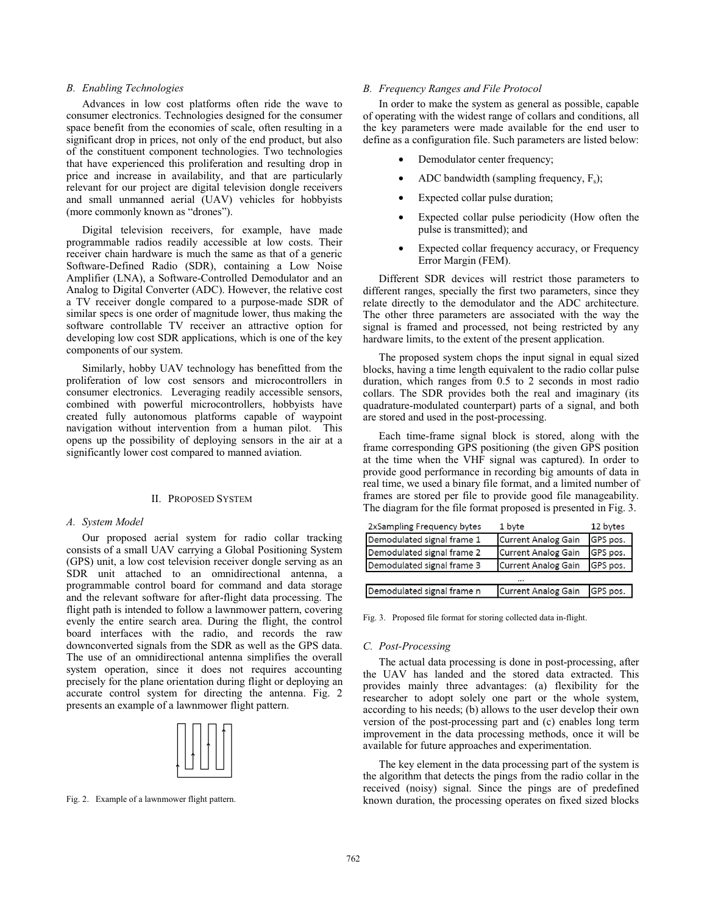### B. Enabling Technologies

Advances in low cost platforms often ride the wave to consumer electronics. Technologies designed for the consumer space benefit from the economies of scale, often resulting in a significant drop in prices, not only of the end product, but also of the constituent component technologies. Two technologies that have experienced this proliferation and resulting drop in price and increase in availability, and that are particularly relevant for our project are digital television dongle receivers and small unmanned aerial (UAV) vehicles for hobbyists (more commonly known as "drones").

Digital television receivers, for example, have made programmable radios readily accessible at low costs. Their receiver chain hardware is much the same as that of a generic Software-Defined Radio (SDR), containing a Low Noise Amplifier (LNA), a Software-Controlled Demodulator and an Analog to Digital Converter (ADC). However, the relative cost a TV receiver dongle compared to a purpose-made SDR of similar specs is one order of magnitude lower, thus making the software controllable TV receiver an attractive option for developing low cost SDR applications, which is one of the key components of our system.

Similarly, hobby UAV technology has benefitted from the proliferation of low cost sensors and microcontrollers in consumer electronics. Leveraging readily accessible sensors, combined with powerful microcontrollers, hobbyists have created fully autonomous platforms capable of waypoint navigation without intervention from a human pilot. This opens up the possibility of deploying sensors in the air at a significantly lower cost compared to manned aviation.

## II. Proposed System

### A. System Model

Our proposed aerial system for radio collar tracking consists of a small UAV carrying a Global Positioning System (GPS) unit, a low cost television receiver dongle serving as an SDR unit attached to an omnidirectional antenna, a programmable control board for command and data storage and the relevant software for after-flight data processing. The flight path is intended to follow a lawnmower pattern, covering evenly the entire search area. During the flight, the control board interfaces with the radio, and records the raw downconverted signals from the SDR as well as the GPS data. The use of an omnidirectional antenna simplifies the overall system operation, since it does not requires accounting precisely for the plane orientation during flight or deploying an accurate control system for directing the antenna. Fig. 2 presents an example of a lawnmower flight pattern.

Fig. 2. Example of a lawnmower flight pattern.

### B. Frequency Ranges and File Protocol

In order to make the system as general as possible, capable of operating with the widest range of collars and conditions, all the key parameters were made available for the end user to define as a configuration file. Such parameters are listed below:

- Demodulator center frequency;
- ADC bandwidth (sampling frequency, $F_s$);
- Expected collar pulse duration;
- Expected collar pulse periodicity (How often the pulse is transmitted); and
- Expected collar frequency accuracy, or Frequency Error Margin (FEM).

Different SDR devices will restrict those parameters to different ranges, specially the first two parameters, since they relate directly to the demodulator and the ADC architecture. The other three parameters are associated with the way the signal is framed and processed, not being restricted by any hardware limits, to the extent of the present application.

The proposed system chops the input signal in equal sized blocks, having a time length equivalent to the radio collar pulse duration, which ranges from 0.5 to 2 seconds in most radio collars. The SDR provides both the real and imaginary (its quadrature-modulated counterpart) parts of a signal, and both are stored and used in the post-processing.

Each time-frame signal block is stored, along with the frame corresponding GPS positioning (the given GPS position at the time when the VHF signal was captured). In order to provide good performance in recording big amounts of data in real time, we used a binary file format, and a limited number of frames are stored per file to provide good file manageability. The diagram for the file format proposed is presented in Fig. 3.

| 2xSampling Frequency bytes | 1 byte | 12 bytes |
|---|---|---|
| Demodulated signal frame 1 | Current Analog Gain | GPS pos. |
| Demodulated signal frame 2 | Current Analog Gain | GPS pos. |
| Demodulated signal frame 3 | Current Analog Gain | GPS pos. |
| ... | | |
| Demodulated signal frame n | Current Analog Gain | GPS pos. |

Fig. 3. Proposed file format for storing collected data in-flight.

### C. Post-Processing

The actual data processing is done in post-processing, after the UAV has landed and the stored data extracted. This provides mainly three advantages: (a) flexibility for the researcher to adopt solely one part or the whole system, according to his needs; (b) allows to the user develop their own version of the post-processing part and (c) enables long term improvement in the data processing methods, once it will be available for future approaches and experimentation.

The key element in the data processing part of the system is the algorithm that detects the pings from the radio collar in the received (noisy) signal. Since the pings are of predefined known duration, the processing operates on fixed sized blocks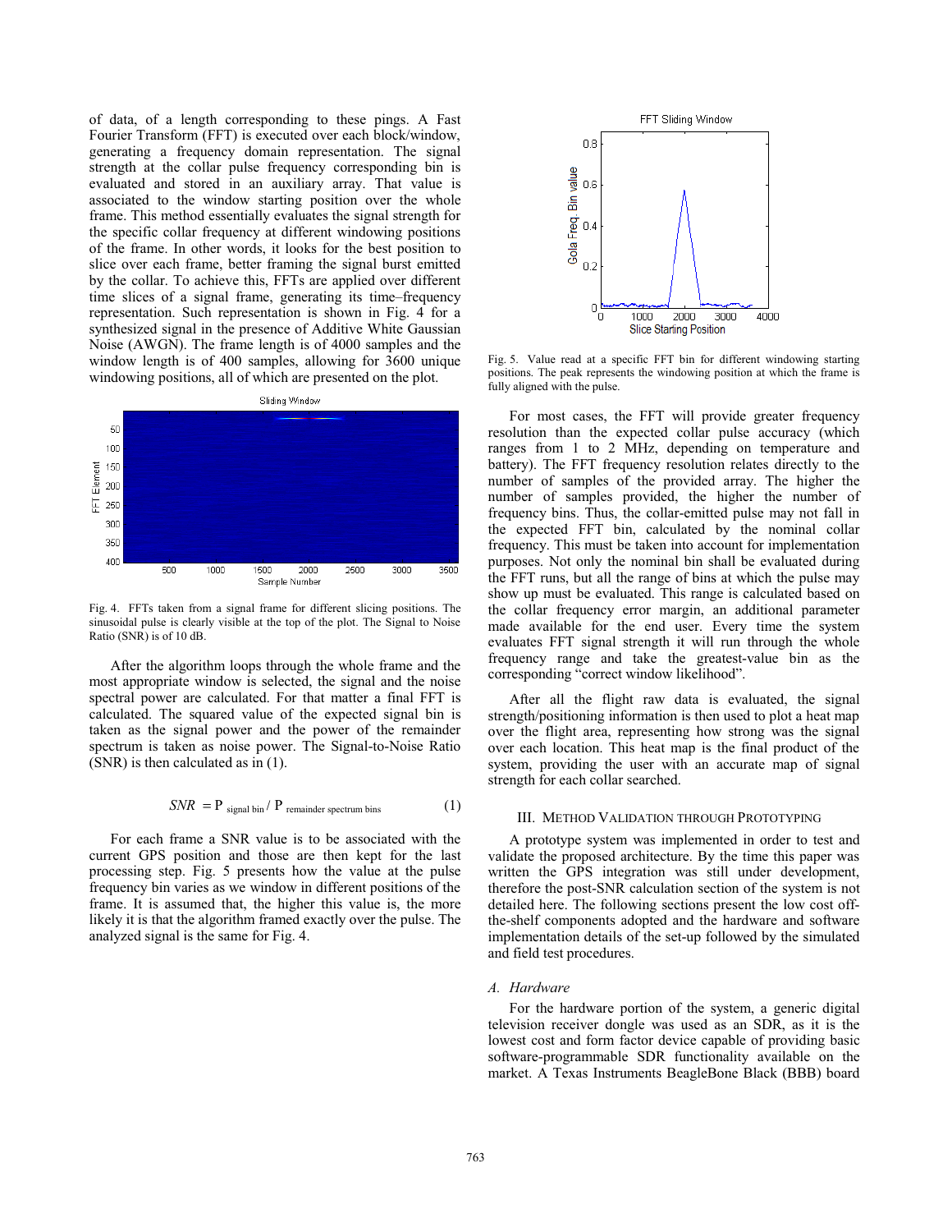of data, of a length corresponding to these pings. A Fast Fourier Transform (FFT) is executed over each block/window, generating a frequency domain representation. The signal strength at the collar pulse frequency corresponding bin is evaluated and stored in an auxiliary array. That value is associated to the window starting position over the whole frame. This method essentially evaluates the signal strength for the specific collar frequency at different windowing positions of the frame. In other words, it looks for the best position to slice over each frame, better framing the signal burst emitted by the collar. To achieve this, FFTs are applied over different time slices of a signal frame, generating its time–frequency representation. Such representation is shown in Fig. 4 for a synthesized signal in the presence of Additive White Gaussian Noise (AWGN). The frame length is of 4000 samples and the window length is of 400 samples, allowing for 3600 unique windowing positions, all of which are presented on the plot.

Sliding Window

FFT Element

50
100
150
200
250
300
350
400

500 1000 1500 2000 2500 3000 3500

Sample Number

Fig. 4. FFTs taken from a signal frame for different slicing positions. The sinusoidal pulse is clearly visible at the top of the plot. The Signal to Noise Ratio (SNR) is of 10 dB.

After the algorithm loops through the whole frame and the most appropriate window is selected, the signal and the noise spectral power are calculated. For that matter a final FFT is calculated. The squared value of the expected signal bin is taken as the signal power and the power of the remainder spectrum is taken as noise power. The Signal-to-Noise Ratio (SNR) is then calculated as in (1).

$$SNR = P_{\text{signal bin}} / P_{\text{remainder spectrum bins}} \tag{1}$$

For each frame a SNR value is to be associated with the current GPS position and those are then kept for the last processing step. Fig. 5 presents how the value at the pulse frequency bin varies as we window in different positions of the frame. It is assumed that, the higher this value is, the more likely it is that the algorithm framed exactly over the pulse. The analyzed signal is the same for Fig. 4.

FFT Sliding Window

Gola Freq. Bin value

0
0.2
0.4
0.6
0.8

0 1000 2000 3000 4000

Slice Starting Position

Fig. 5. Value read at a specific FFT bin for different windowing starting positions. The peak represents the windowing position at which the frame is fully aligned with the pulse.

For most cases, the FFT will provide greater frequency resolution than the expected collar pulse accuracy (which ranges from 1 to 2 MHz, depending on temperature and battery). The FFT frequency resolution relates directly to the number of samples of the provided array. The higher the number of samples provided, the higher the number of frequency bins. Thus, the collar-emitted pulse may not fall in the expected FFT bin, calculated by the nominal collar frequency. This must be taken into account for implementation purposes. Not only the nominal bin shall be evaluated during the FFT runs, but all the range of bins at which the pulse may show up must be evaluated. This range is calculated based on the collar frequency error margin, an additional parameter made available for the end user. Every time the system evaluates FFT signal strength it will run through the whole frequency range and take the greatest-value bin as the corresponding "correct window likelihood".

After all the flight raw data is evaluated, the signal strength/positioning information is then used to plot a heat map over the flight area, representing how strong was the signal over each location. This heat map is the final product of the system, providing the user with an accurate map of signal strength for each collar searched.

## III. Method Validation through Prototyping

A prototype system was implemented in order to test and validate the proposed architecture. By the time this paper was written the GPS integration was still under development, therefore the post-SNR calculation section of the system is not detailed here. The following sections present the low cost off-the-shelf components adopted and the hardware and software implementation details of the set-up followed by the simulated and field test procedures.

### *A. Hardware*

For the hardware portion of the system, a generic digital television receiver dongle was used as an SDR, as it is the lowest cost and form factor device capable of providing basic software-programmable SDR functionality available on the market. A Texas Instruments BeagleBone Black (BBB) board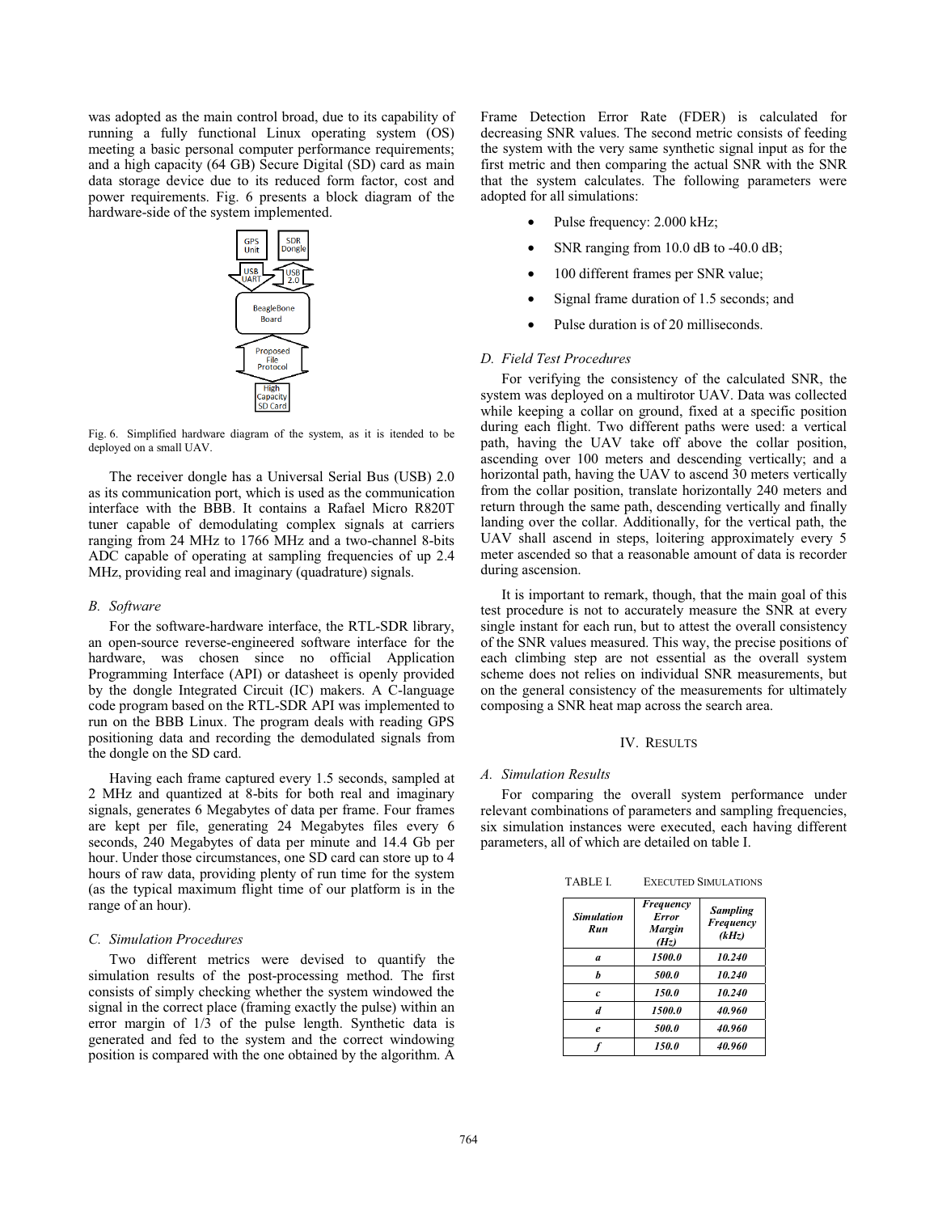was adopted as the main control broad, due to its capability of running a fully functional Linux operating system (OS) meeting a basic personal computer performance requirements; and a high capacity (64 GB) Secure Digital (SD) card as main data storage device due to its reduced form factor, cost and power requirements. Fig. 6 presents a block diagram of the hardware-side of the system implemented.

Fig. 6. Simplified hardware diagram of the system, as it is itended to be deployed on a small UAV.

The receiver dongle has a Universal Serial Bus (USB) 2.0 as its communication port, which is used as the communication interface with the BBB. It contains a Rafael Micro R820T tuner capable of demodulating complex signals at carriers ranging from 24 MHz to 1766 MHz and a two-channel 8-bits ADC capable of operating at sampling frequencies of up 2.4 MHz, providing real and imaginary (quadrature) signals.

### B. Software

For the software-hardware interface, the RTL-SDR library, an open-source reverse-engineered software interface for the hardware, was chosen since no official Application Programming Interface (API) or datasheet is openly provided by the dongle Integrated Circuit (IC) makers. A C-language code program based on the RTL-SDR API was implemented to run on the BBB Linux. The program deals with reading GPS positioning data and recording the demodulated signals from the dongle on the SD card.

Having each frame captured every 1.5 seconds, sampled at 2 MHz and quantized at 8-bits for both real and imaginary signals, generates 6 Megabytes of data per frame. Four frames are kept per file, generating 24 Megabytes files every 6 seconds, 240 Megabytes of data per minute and 14.4 Gb per hour. Under those circumstances, one SD card can store up to 4 hours of raw data, providing plenty of run time for the system (as the typical maximum flight time of our platform is in the range of an hour).

### C. Simulation Procedures

Two different metrics were devised to quantify the simulation results of the post-processing method. The first consists of simply checking whether the system windowed the signal in the correct place (framing exactly the pulse) within an error margin of 1/3 of the pulse length. Synthetic data is generated and fed to the system and the correct windowing position is compared with the one obtained by the algorithm. A Frame Detection Error Rate (FDER) is calculated for decreasing SNR values. The second metric consists of feeding the system with the very same synthetic signal input as for the first metric and then comparing the actual SNR with the SNR that the system calculates. The following parameters were adopted for all simulations:

- Pulse frequency: 2.000 kHz;
- SNR ranging from 10.0 dB to -40.0 dB;
- 100 different frames per SNR value;
- Signal frame duration of 1.5 seconds; and
- Pulse duration is of 20 milliseconds.

### D. Field Test Procedures

For verifying the consistency of the calculated SNR, the system was deployed on a multirotor UAV. Data was collected while keeping a collar on ground, fixed at a specific position during each flight. Two different paths were used: a vertical path, having the UAV take off above the collar position, ascending over 100 meters and descending vertically; and a horizontal path, having the UAV to ascend 30 meters vertically from the collar position, translate horizontally 240 meters and return through the same path, descending vertically and finally landing over the collar. Additionally, for the vertical path, the UAV shall ascend in steps, loitering approximately every 5 meter ascended so that a reasonable amount of data is recorder during ascension.

It is important to remark, though, that the main goal of this test procedure is not to accurately measure the SNR at every single instant for each run, but to attest the overall consistency of the SNR values measured. This way, the precise positions of each climbing step are not essential as the overall system scheme does not relies on individual SNR measurements, but on the general consistency of the measurements for ultimately composing a SNR heat map across the search area.

## IV. Results

### A. Simulation Results

For comparing the overall system performance under relevant combinations of parameters and sampling frequencies, six simulation instances were executed, each having different parameters, all of which are detailed on table I.

TABLE I. EXECUTED SIMULATIONS

| *Simulation Run* | *Frequency Error Margin (Hz)* | *Sampling Frequency (kHz)* |
|---|---|---|
| *a* | *1500.0* | *10.240* |
| *b* | *500.0* | *10.240* |
| *c* | *150.0* | *10.240* |
| *d* | *1500.0* | *40.960* |
| *e* | *500.0* | *40.960* |
| *f* | *150.0* | *40.960* |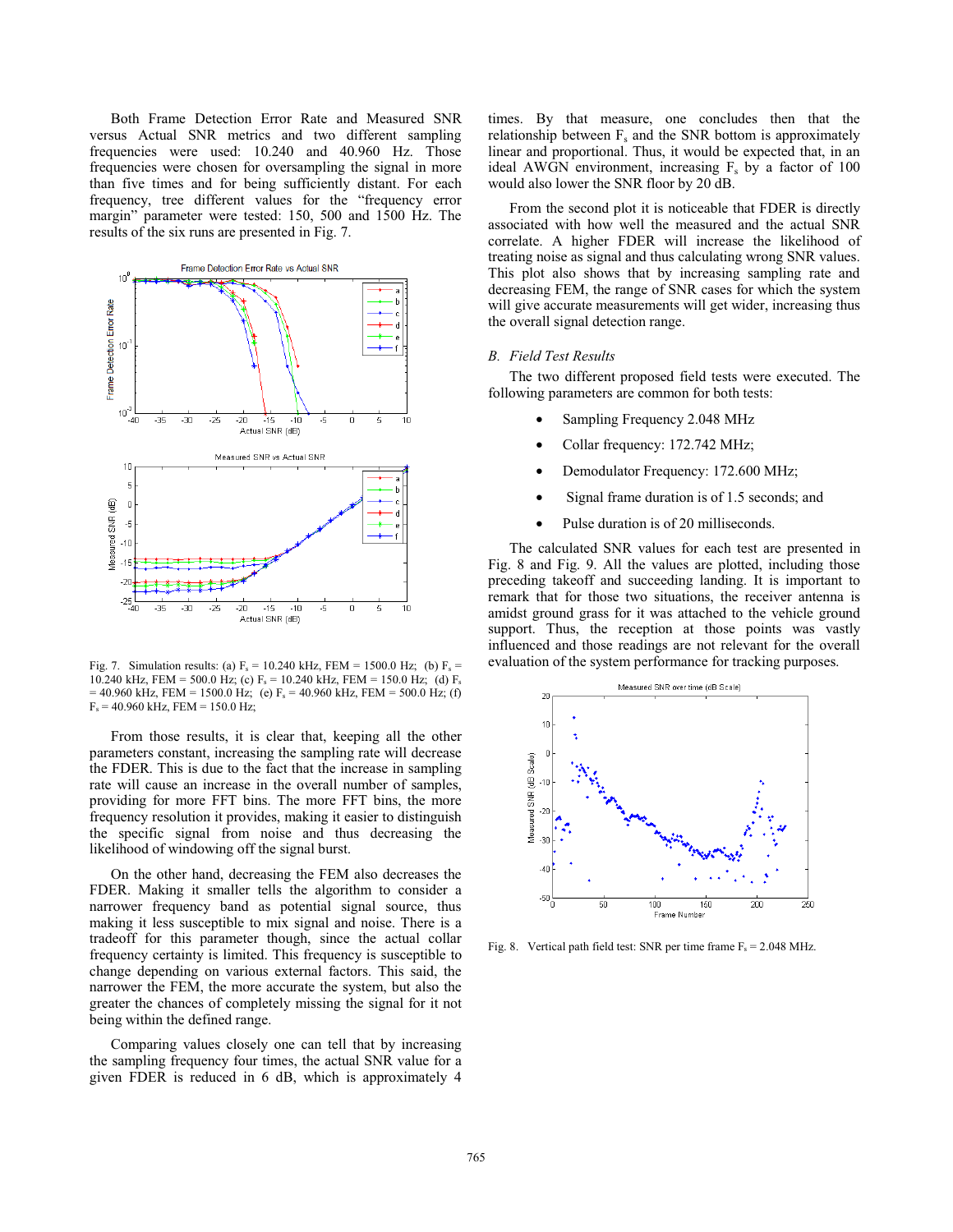Both Frame Detection Error Rate and Measured SNR versus Actual SNR metrics and two different sampling frequencies were used: 10.240 and 40.960 Hz. Those frequencies were chosen for oversampling the signal in more than five times and for being sufficiently distant. For each frequency, tree different values for the "frequency error margin" parameter were tested: 150, 500 and 1500 Hz. The results of the six runs are presented in Fig. 7.

Fig. 7. Simulation results: (a) $F_s$ = 10.240 kHz, FEM = 1500.0 Hz; (b) $F_s$ = 10.240 kHz, FEM = 500.0 Hz; (c) $F_s$ = 10.240 kHz, FEM = 150.0 Hz; (d) $F_s$ = 40.960 kHz, FEM = 1500.0 Hz; (e) $F_s$ = 40.960 kHz, FEM = 500.0 Hz; (f) $F_s$ = 40.960 kHz, FEM = 150.0 Hz;

From those results, it is clear that, keeping all the other parameters constant, increasing the sampling rate will decrease the FDER. This is due to the fact that the increase in sampling rate will cause an increase in the overall number of samples, providing for more FFT bins. The more FFT bins, the more frequency resolution it provides, making it easier to distinguish the specific signal from noise and thus decreasing the likelihood of windowing off the signal burst.

On the other hand, decreasing the FEM also decreases the FDER. Making it smaller tells the algorithm to consider a narrower frequency band as potential signal source, thus making it less susceptible to mix signal and noise. There is a tradeoff for this parameter though, since the actual collar frequency certainty is limited. This frequency is susceptible to change depending on various external factors. This said, the narrower the FEM, the more accurate the system, but also the greater the chances of completely missing the signal for it not being within the defined range.

Comparing values closely one can tell that by increasing the sampling frequency four times, the actual SNR value for a given FDER is reduced in 6 dB, which is approximately 4 times. By that measure, one concludes then that the relationship between $F_s$ and the SNR bottom is approximately linear and proportional. Thus, it would be expected that, in an ideal AWGN environment, increasing $F_s$ by a factor of 100 would also lower the SNR floor by 20 dB.

From the second plot it is noticeable that FDER is directly associated with how well the measured and the actual SNR correlate. A higher FDER will increase the likelihood of treating noise as signal and thus calculating wrong SNR values. This plot also shows that by increasing sampling rate and decreasing FEM, the range of SNR cases for which the system will give accurate measurements will get wider, increasing thus the overall signal detection range.

### *B. Field Test Results*

The two different proposed field tests were executed. The following parameters are common for both tests:

- Sampling Frequency 2.048 MHz
- Collar frequency: 172.742 MHz;
- Demodulator Frequency: 172.600 MHz;
- Signal frame duration is of 1.5 seconds; and
- Pulse duration is of 20 milliseconds.

The calculated SNR values for each test are presented in Fig. 8 and Fig. 9. All the values are plotted, including those preceding takeoff and succeeding landing. It is important to remark that for those two situations, the receiver antenna is amidst ground grass for it was attached to the vehicle ground support. Thus, the reception at those points was vastly influenced and those readings are not relevant for the overall evaluation of the system performance for tracking purposes.

Fig. 8. Vertical path field test: SNR per time frame $F_s$ = 2.048 MHz.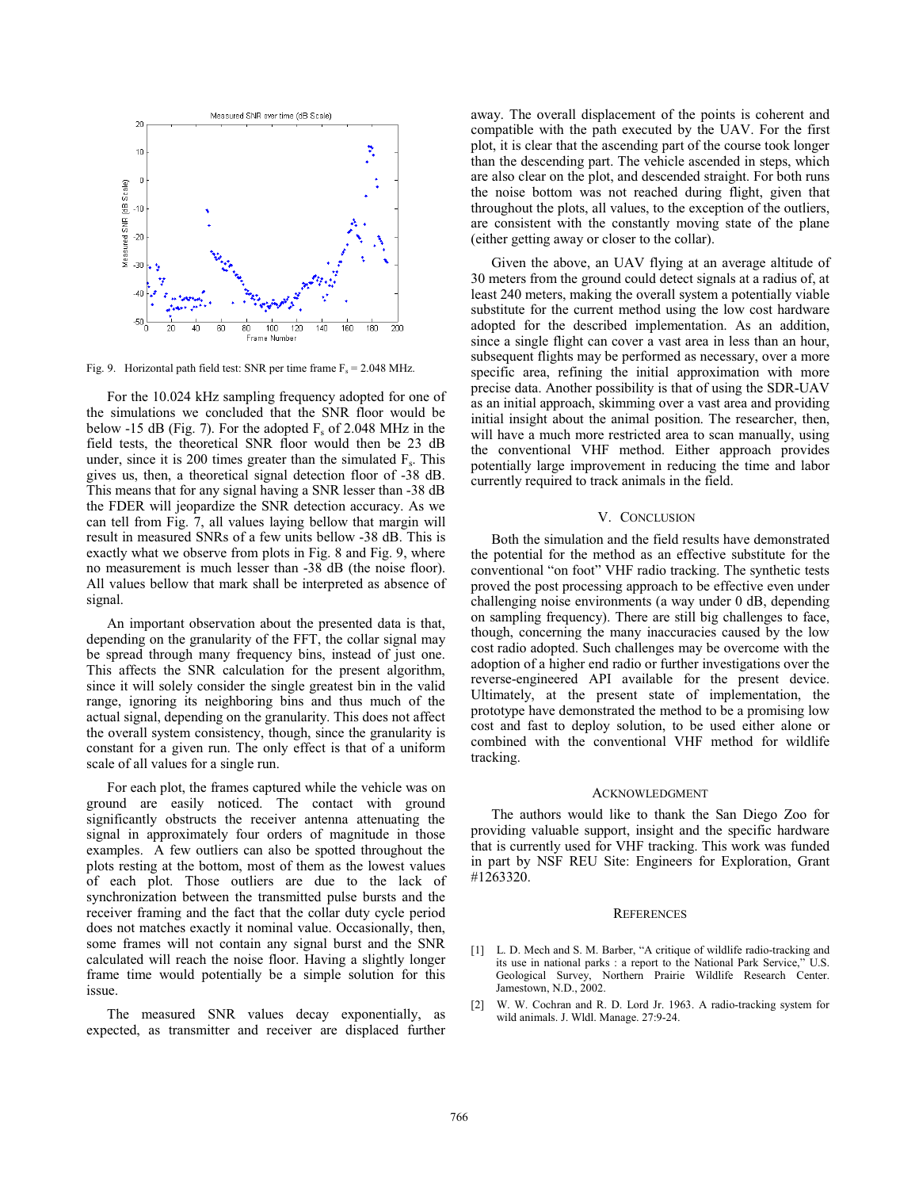Measured SNR over time (dB Scale)

20

10

0

-10

-20

-30

-40

-50

Measured SNR (dB Scale)

0 20 40 60 80 100 120 140 160 180 200

Frame Number

Fig. 9. Horizontal path field test: SNR per time frame $F_s$ = 2.048 MHz.

For the 10.024 kHz sampling frequency adopted for one of the simulations we concluded that the SNR floor would be below -15 dB (Fig. 7). For the adopted $F_s$ of 2.048 MHz in the field tests, the theoretical SNR floor would then be 23 dB under, since it is 200 times greater than the simulated $F_s$. This gives us, then, a theoretical signal detection floor of -38 dB. This means that for any signal having a SNR lesser than -38 dB the FDER will jeopardize the SNR detection accuracy. As we can tell from Fig. 7, all values laying bellow that margin will result in measured SNRs of a few units bellow -38 dB. This is exactly what we observe from plots in Fig. 8 and Fig. 9, where no measurement is much lesser than -38 dB (the noise floor). All values bellow that mark shall be interpreted as absence of signal.

An important observation about the presented data is that, depending on the granularity of the FFT, the collar signal may be spread through many frequency bins, instead of just one. This affects the SNR calculation for the present algorithm, since it will solely consider the single greatest bin in the valid range, ignoring its neighboring bins and thus much of the actual signal, depending on the granularity. This does not affect the overall system consistency, though, since the granularity is constant for a given run. The only effect is that of a uniform scale of all values for a single run.

For each plot, the frames captured while the vehicle was on ground are easily noticed. The contact with ground significantly obstructs the receiver antenna attenuating the signal in approximately four orders of magnitude in those examples. A few outliers can also be spotted throughout the plots resting at the bottom, most of them as the lowest values of each plot. Those outliers are due to the lack of synchronization between the transmitted pulse bursts and the receiver framing and the fact that the collar duty cycle period does not matches exactly it nominal value. Occasionally, then, some frames will not contain any signal burst and the SNR calculated will reach the noise floor. Having a slightly longer frame time would potentially be a simple solution for this issue.

The measured SNR values decay exponentially, as expected, as transmitter and receiver are displaced further away. The overall displacement of the points is coherent and compatible with the path executed by the UAV. For the first plot, it is clear that the ascending part of the course took longer than the descending part. The vehicle ascended in steps, which are also clear on the plot, and descended straight. For both runs the noise bottom was not reached during flight, given that throughout the plots, all values, to the exception of the outliers, are consistent with the constantly moving state of the plane (either getting away or closer to the collar).

Given the above, an UAV flying at an average altitude of 30 meters from the ground could detect signals at a radius of, at least 240 meters, making the overall system a potentially viable substitute for the current method using the low cost hardware adopted for the described implementation. As an addition, since a single flight can cover a vast area in less than an hour, subsequent flights may be performed as necessary, over a more specific area, refining the initial approximation with more precise data. Another possibility is that of using the SDR-UAV as an initial approach, skimming over a vast area and providing initial insight about the animal position. The researcher, then, will have a much more restricted area to scan manually, using the conventional VHF method. Either approach provides potentially large improvement in reducing the time and labor currently required to track animals in the field.

## V. Conclusion

Both the simulation and the field results have demonstrated the potential for the method as an effective substitute for the conventional "on foot" VHF radio tracking. The synthetic tests proved the post processing approach to be effective even under challenging noise environments (a way under 0 dB, depending on sampling frequency). There are still big challenges to face, though, concerning the many inaccuracies caused by the low cost radio adopted. Such challenges may be overcome with the adoption of a higher end radio or further investigations over the reverse-engineered API available for the present device. Ultimately, at the present state of implementation, the prototype have demonstrated the method to be a promising low cost and fast to deploy solution, to be used either alone or combined with the conventional VHF method for wildlife tracking.

## Acknowledgment

The authors would like to thank the San Diego Zoo for providing valuable support, insight and the specific hardware that is currently used for VHF tracking. This work was funded in part by NSF REU Site: Engineers for Exploration, Grant #1263320.

## References

[1] L. D. Mech and S. M. Barber, "A critique of wildlife radio-tracking and its use in national parks : a report to the National Park Service," U.S. Geological Survey, Northern Prairie Wildlife Research Center. Jamestown, N.D., 2002.

[2] W. W. Cochran and R. D. Lord Jr. 1963. A radio-tracking system for wild animals. J. Wldl. Manage. 27:9-24.